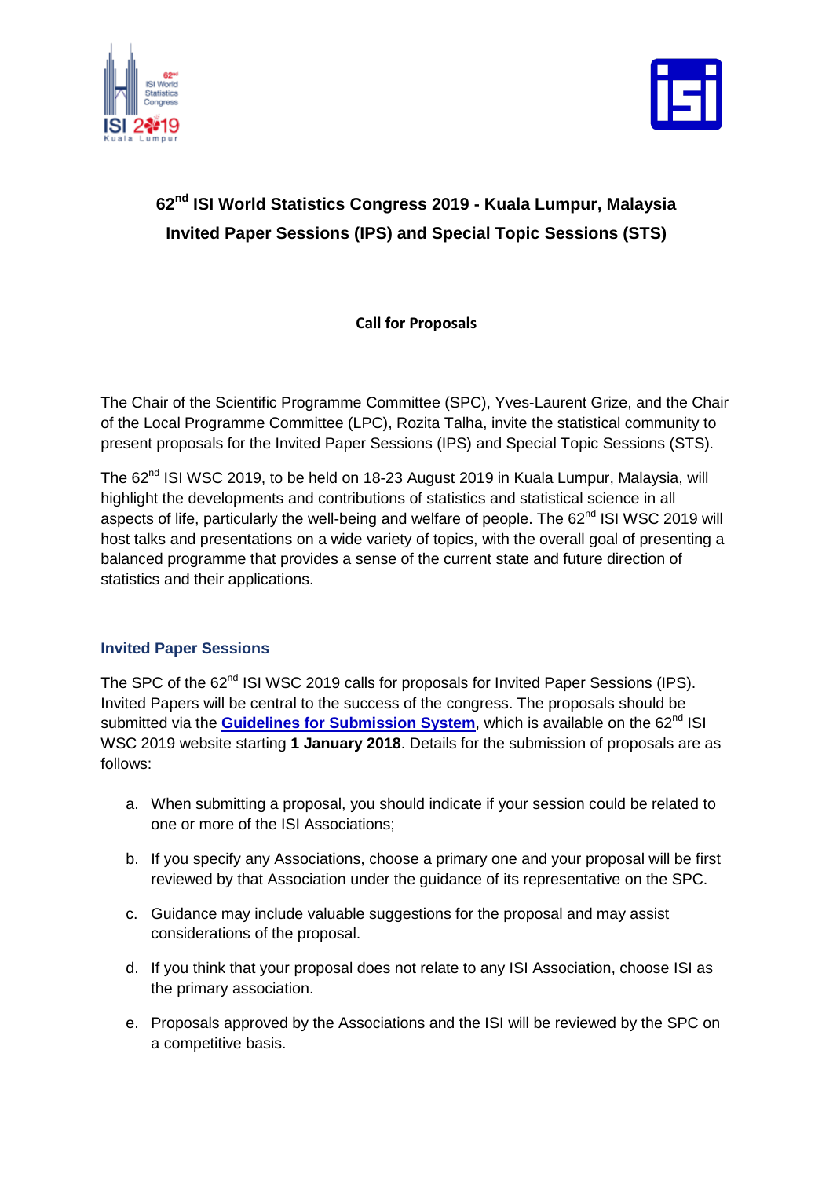# 62nd ISI World Statistics Congress 2019 - Kuala Lumpur, Malaysia

## Invited Paper Sessions (IPS) and Special Topic Sessions (STS)

**Call for Proposals**

The Chair of the Scientific Programme Committee (SPC), Yves-Laurent Grize, and the Chair of the Local Programme Committee (LPC), Rozita Talha, invite the statistical community to present proposals for the Invited Paper Sessions (IPS) and Special Topic Sessions (STS).

The 62nd ISI WSC 2019, to be held on 18-23 August 2019 in Kuala Lumpur, Malaysia, will highlight the developments and contributions of statistics and statistical science in all aspects of life, particularly the well-being and welfare of people. The 62nd ISI WSC 2019 will host talks and presentations on a wide variety of topics, with the overall goal of presenting a balanced programme that provides a sense of the current state and future direction of statistics and their applications.

### Invited Paper Sessions

The SPC of the 62nd ISI WSC 2019 calls for proposals for Invited Paper Sessions (IPS). Invited Papers will be central to the success of the congress. The proposals should be submitted via the **Guidelines for Submission System**, which is available on the 62nd ISI WSC 2019 website starting **1 January 2018**. Details for the submission of proposals are as follows:

a. When submitting a proposal, you should indicate if your session could be related to one or more of the ISI Associations;

b. If you specify any Associations, choose a primary one and your proposal will be first reviewed by that Association under the guidance of its representative on the SPC.

c. Guidance may include valuable suggestions for the proposal and may assist considerations of the proposal.

d. If you think that your proposal does not relate to any ISI Association, choose ISI as the primary association.

e. Proposals approved by the Associations and the ISI will be reviewed by the SPC on a competitive basis.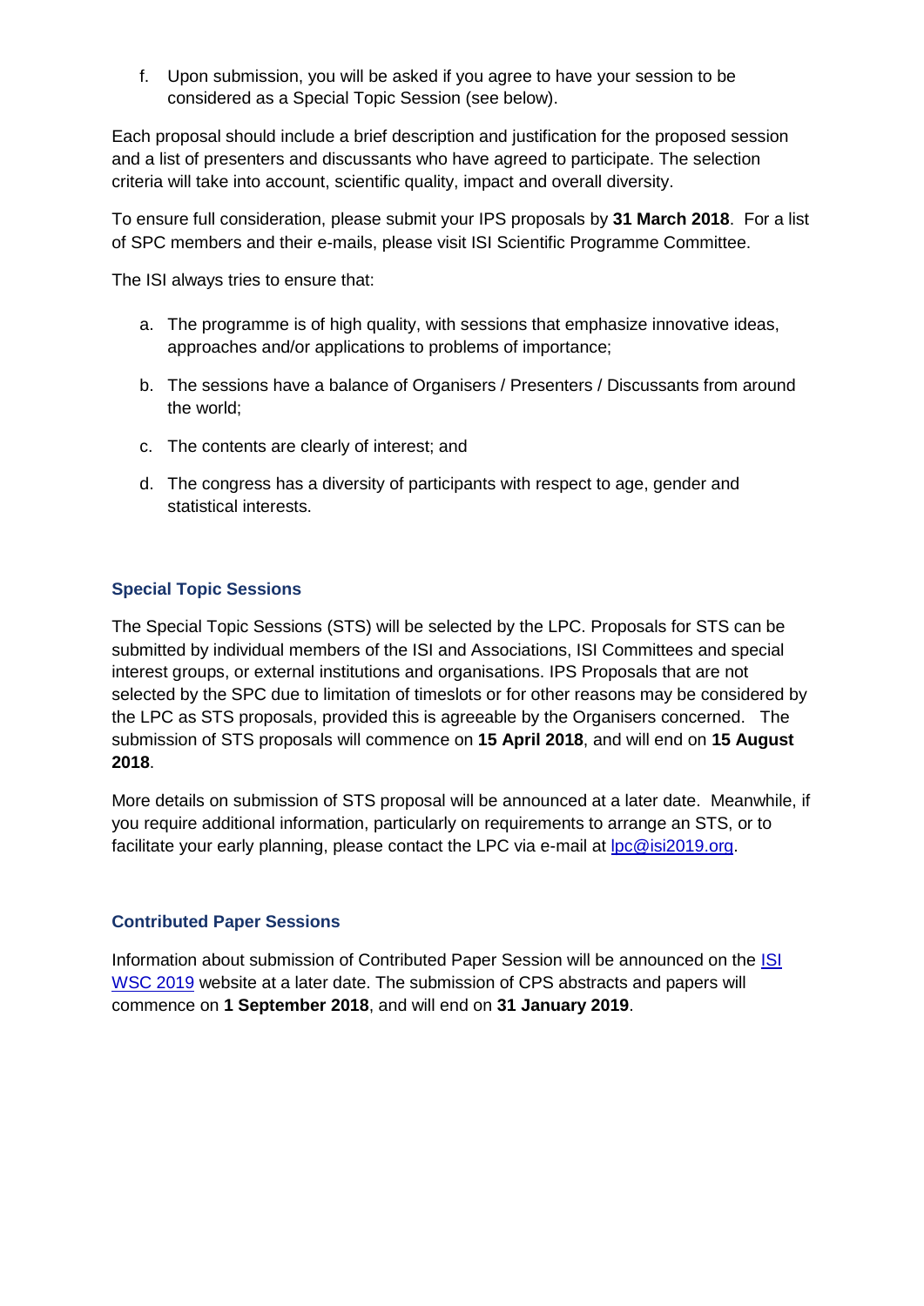f. Upon submission, you will be asked if you agree to have your session to be considered as a Special Topic Session (see below).

Each proposal should include a brief description and justification for the proposed session and a list of presenters and discussants who have agreed to participate. The selection criteria will take into account, scientific quality, impact and overall diversity.

To ensure full consideration, please submit your IPS proposals by **31 March 2018**. For a list of SPC members and their e-mails, please visit ISI Scientific Programme Committee.

The ISI always tries to ensure that:

a. The programme is of high quality, with sessions that emphasize innovative ideas, approaches and/or applications to problems of importance;

b. The sessions have a balance of Organisers / Presenters / Discussants from around the world;

c. The contents are clearly of interest; and

d. The congress has a diversity of participants with respect to age, gender and statistical interests.

### Special Topic Sessions

The Special Topic Sessions (STS) will be selected by the LPC. Proposals for STS can be submitted by individual members of the ISI and Associations, ISI Committees and special interest groups, or external institutions and organisations. IPS Proposals that are not selected by the SPC due to limitation of timeslots or for other reasons may be considered by the LPC as STS proposals, provided this is agreeable by the Organisers concerned. The submission of STS proposals will commence on **15 April 2018**, and will end on **15 August 2018**.

More details on submission of STS proposal will be announced at a later date. Meanwhile, if you require additional information, particularly on requirements to arrange an STS, or to facilitate your early planning, please contact the LPC via e-mail at lpc@isi2019.org.

### Contributed Paper Sessions

Information about submission of Contributed Paper Session will be announced on the ISI WSC 2019 website at a later date. The submission of CPS abstracts and papers will commence on **1 September 2018**, and will end on **31 January 2019**.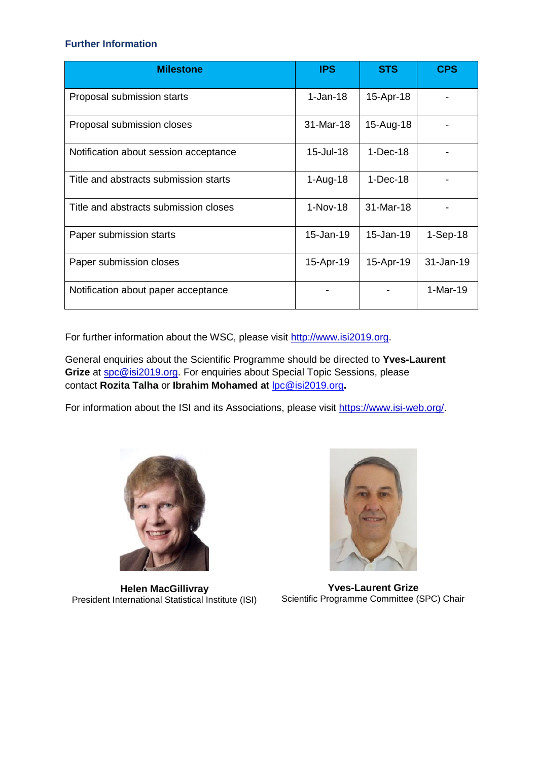### Further Information

| Milestone | IPS | STS | CPS |
|---|---|---|---|
| Proposal submission starts | 1-Jan-18 | 15-Apr-18 | - |
| Proposal submission closes | 31-Mar-18 | 15-Aug-18 | - |
| Notification about session acceptance | 15-Jul-18 | 1-Dec-18 | - |
| Title and abstracts submission starts | 1-Aug-18 | 1-Dec-18 | - |
| Title and abstracts submission closes | 1-Nov-18 | 31-Mar-18 | - |
| Paper submission starts | 15-Jan-19 | 15-Jan-19 | 1-Sep-18 |
| Paper submission closes | 15-Apr-19 | 15-Apr-19 | 31-Jan-19 |
| Notification about paper acceptance | - | - | 1-Mar-19 |

For further information about the WSC, please visit http://www.isi2019.org.

General enquiries about the Scientific Programme should be directed to **Yves-Laurent Grize** at spc@isi2019.org. For enquiries about Special Topic Sessions, please contact **Rozita Talha** or **Ibrahim Mohamed at** lpc@isi2019.org**.**

For information about the ISI and its Associations, please visit https://www.isi-web.org/.

**Helen MacGillivray**
President International Statistical Institute (ISI)

**Yves-Laurent Grize**
Scientific Programme Committee (SPC) Chair